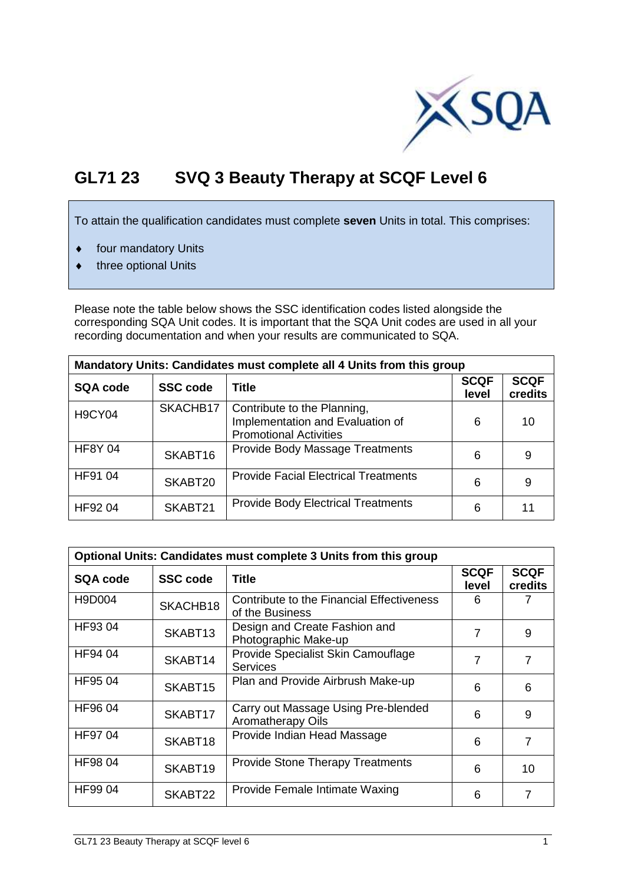# GL71 23 SVQ 3 Beauty Therapy at SCQF Level 6

To attain the qualification candidates must complete **seven** Units in total. This comprises:

- four mandatory Units
- three optional Units

Please note the table below shows the SSC identification codes listed alongside the corresponding SQA Unit codes. It is important that the SQA Unit codes are used in all your recording documentation and when your results are communicated to SQA.

| Mandatory Units: Candidates must complete all 4 Units from this group | | | | |
|---|---|---|---|---|
| **SQA code** | **SSC code** | **Title** | **SCQF level** | **SCQF credits** |
| H9CY04 | SKACHB17 | Contribute to the Planning, Implementation and Evaluation of Promotional Activities | 6 | 10 |
| HF8Y 04 | SKABT16 | Provide Body Massage Treatments | 6 | 9 |
| HF91 04 | SKABT20 | Provide Facial Electrical Treatments | 6 | 9 |
| HF92 04 | SKABT21 | Provide Body Electrical Treatments | 6 | 11 |

| Optional Units: Candidates must complete 3 Units from this group | | | | |
|---|---|---|---|---|
| **SQA code** | **SSC code** | **Title** | **SCQF level** | **SCQF credits** |
| H9D004 | SKACHB18 | Contribute to the Financial Effectiveness of the Business | 6 | 7 |
| HF93 04 | SKABT13 | Design and Create Fashion and Photographic Make-up | 7 | 9 |
| HF94 04 | SKABT14 | Provide Specialist Skin Camouflage Services | 7 | 7 |
| HF95 04 | SKABT15 | Plan and Provide Airbrush Make-up | 6 | 6 |
| HF96 04 | SKABT17 | Carry out Massage Using Pre-blended Aromatherapy Oils | 6 | 9 |
| HF97 04 | SKABT18 | Provide Indian Head Massage | 6 | 7 |
| HF98 04 | SKABT19 | Provide Stone Therapy Treatments | 6 | 10 |
| HF99 04 | SKABT22 | Provide Female Intimate Waxing | 6 | 7 |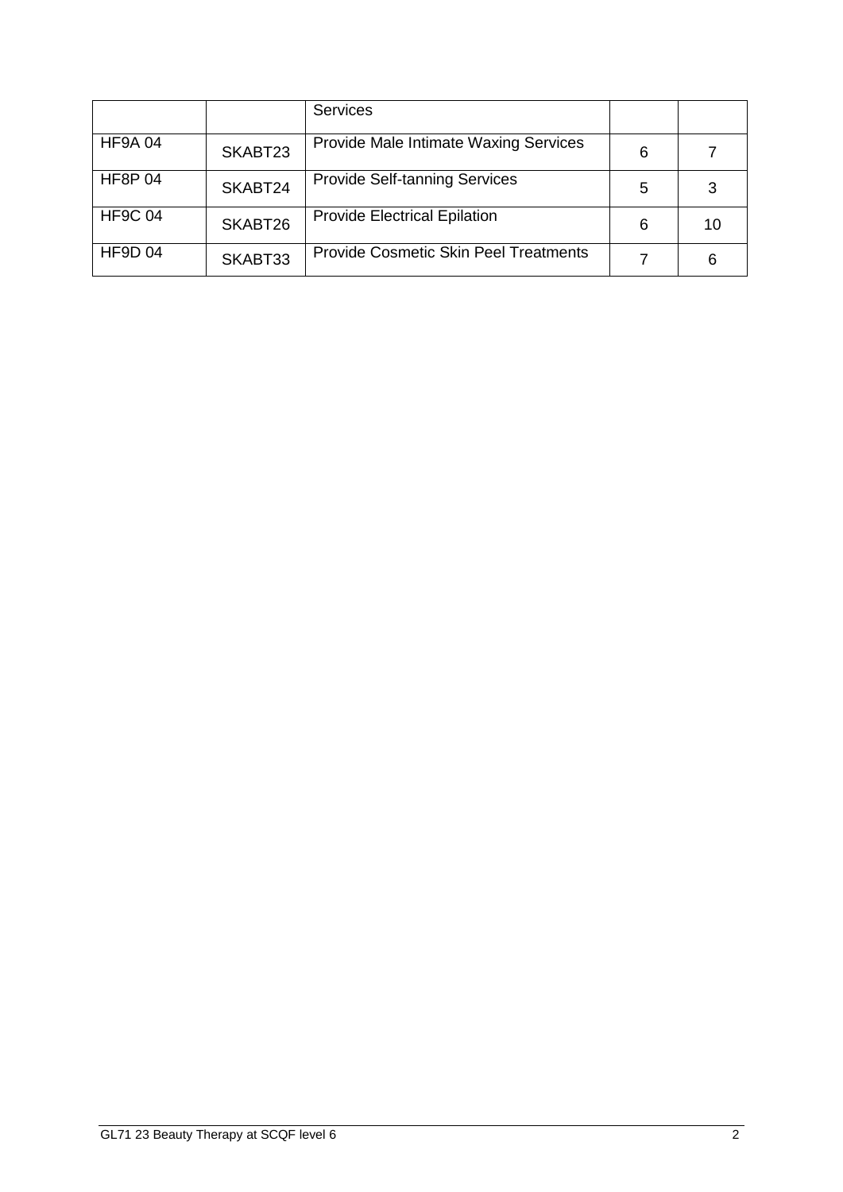| | | | | |
|---|---|---|---|---|
| | | Services | | |
| HF9A 04 | SKABT23 | Provide Male Intimate Waxing Services | 6 | 7 |
| HF8P 04 | SKABT24 | Provide Self-tanning Services | 5 | 3 |
| HF9C 04 | SKABT26 | Provide Electrical Epilation | 6 | 10 |
| HF9D 04 | SKABT33 | Provide Cosmetic Skin Peel Treatments | 7 | 6 |